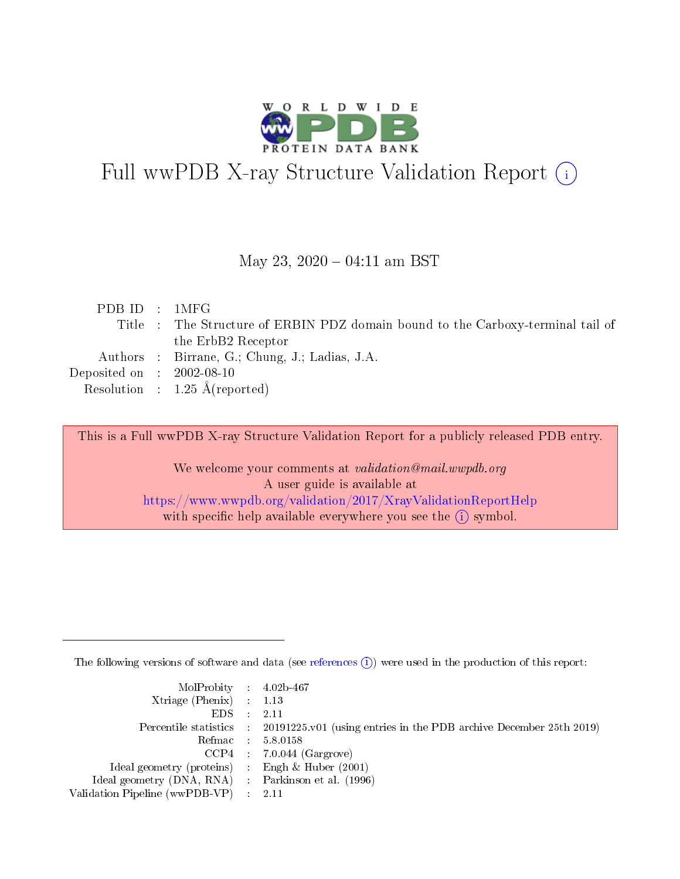# Full wwPDB X-ray Structure Validation Report (i)

May 23, 2020 – 04:11 am BST

| | | |
|---|---|---|
| PDB ID | : | 1MFG |
| Title | : | The Structure of ERBIN PDZ domain bound to the Carboxy-terminal tail of the ErbB2 Receptor |
| Authors | : | Birrane, G.; Chung, J.; Ladias, J.A. |
| Deposited on | : | 2002-08-10 |
| Resolution | : | 1.25 Å(reported) |

This is a Full wwPDB X-ray Structure Validation Report for a publicly released PDB entry.

We welcome your comments at *validation@mail.wwpdb.org*
A user guide is available at
https://www.wwpdb.org/validation/2017/XrayValidationReportHelp
with specific help available everywhere you see the (i) symbol.

---

The following versions of software and data (see references (i)) were used in the production of this report:

| | | |
|---|---|---|
| MolProbity | : | 4.02b-467 |
| Xtriage (Phenix) | : | 1.13 |
| EDS | : | 2.11 |
| Percentile statistics | : | 20191225.v01 (using entries in the PDB archive December 25th 2019) |
| Refmac | : | 5.8.0158 |
| CCP4 | : | 7.0.044 (Gargrove) |
| Ideal geometry (proteins) | : | Engh & Huber (2001) |
| Ideal geometry (DNA, RNA) | : | Parkinson et al. (1996) |
| Validation Pipeline (wwPDB-VP) | : | 2.11 |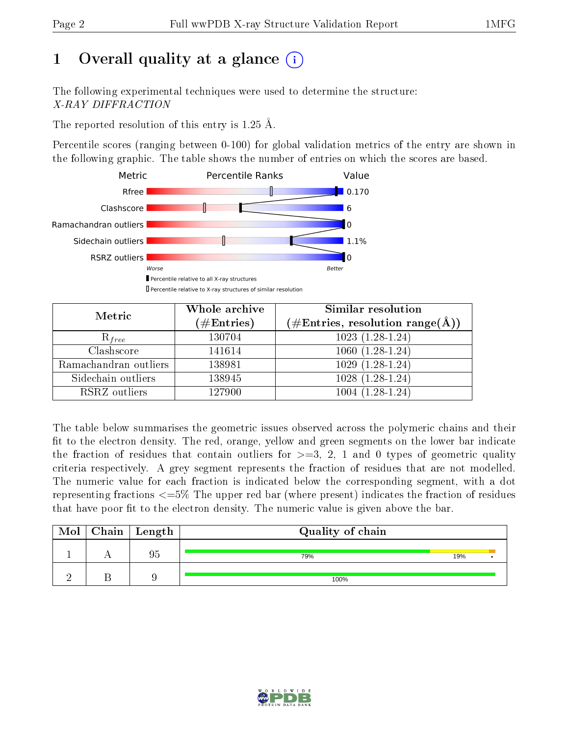# 1 Overall quality at a glance (i)

The following experimental techniques were used to determine the structure:
*X-RAY DIFFRACTION*

The reported resolution of this entry is 1.25 Å.

Percentile scores (ranging between 0-100) for global validation metrics of the entry are shown in the following graphic. The table shows the number of entries on which the scores are based.

| Metric | Value |
|---|---|
| Rfree | 0.170 |
| Clashscore | 6 |
| Ramachandran outliers | 0 |
| Sidechain outliers | 1.1% |
| RSRZ outliers | 0 |

| Metric | Whole archive (#Entries) | Similar resolution (#Entries, resolution range(Å)) |
|---|---|---|
| $R_{free}$ | 130704 | 1023 (1.28-1.24) |
| Clashscore | 141614 | 1060 (1.28-1.24) |
| Ramachandran outliers | 138981 | 1029 (1.28-1.24) |
| Sidechain outliers | 138945 | 1028 (1.28-1.24) |
| RSRZ outliers | 127900 | 1004 (1.28-1.24) |

The table below summarises the geometric issues observed across the polymeric chains and their fit to the electron density. The red, orange, yellow and green segments on the lower bar indicate the fraction of residues that contain outliers for >=3, 2, 1 and 0 types of geometric quality criteria respectively. A grey segment represents the fraction of residues that are not modelled. The numeric value for each fraction is indicated below the corresponding segment, with a dot representing fractions <=5% The upper red bar (where present) indicates the fraction of residues that have poor fit to the electron density. The numeric value is given above the bar.

| Mol | Chain | Length | Quality of chain |
|---|---|---|---|
| 1 | A | 95 | 79% 19% • |
| 2 | B | 9 | 100% |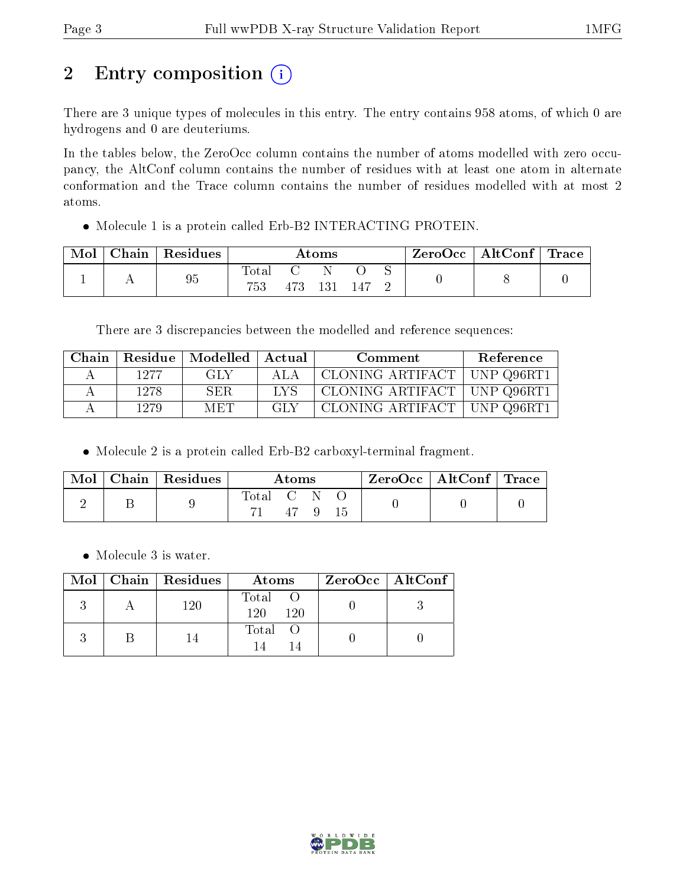# 2 Entry composition (i)

There are 3 unique types of molecules in this entry. The entry contains 958 atoms, of which 0 are hydrogens and 0 are deuteriums.

In the tables below, the ZeroOcc column contains the number of atoms modelled with zero occupancy, the AltConf column contains the number of residues with at least one atom in alternate conformation and the Trace column contains the number of residues modelled with at most 2 atoms.

- Molecule 1 is a protein called Erb-B2 INTERACTING PROTEIN.

| Mol | Chain | Residues | Atoms | | | | | ZeroOcc | AltConf | Trace |
|---|---|---|---|---|---|---|---|---|---|---|
| | | | Total | C | N | O | S | | | |
| 1 | A | 95 | 753 | 473 | 131 | 147 | 2 | 0 | 8 | 0 |

There are 3 discrepancies between the modelled and reference sequences:

| Chain | Residue | Modelled | Actual | Comment | Reference |
|---|---|---|---|---|---|
| A | 1277 | GLY | ALA | CLONING ARTIFACT | UNP Q96RT1 |
| A | 1278 | SER | LYS | CLONING ARTIFACT | UNP Q96RT1 |
| A | 1279 | MET | GLY | CLONING ARTIFACT | UNP Q96RT1 |

- Molecule 2 is a protein called Erb-B2 carboxyl-terminal fragment.

| Mol | Chain | Residues | Atoms | | | | ZeroOcc | AltConf | Trace |
|---|---|---|---|---|---|---|---|---|---|
| | | | Total | C | N | O | | | |
| 2 | B | 9 | 71 | 47 | 9 | 15 | 0 | 0 | 0 |

- Molecule 3 is water.

| Mol | Chain | Residues | Atoms | | ZeroOcc | AltConf |
|---|---|---|---|---|---|---|
| | | | Total | O | | |
| 3 | A | 120 | 120 | 120 | 0 | 3 |
| 3 | B | 14 | 14 | 14 | 0 | 0 |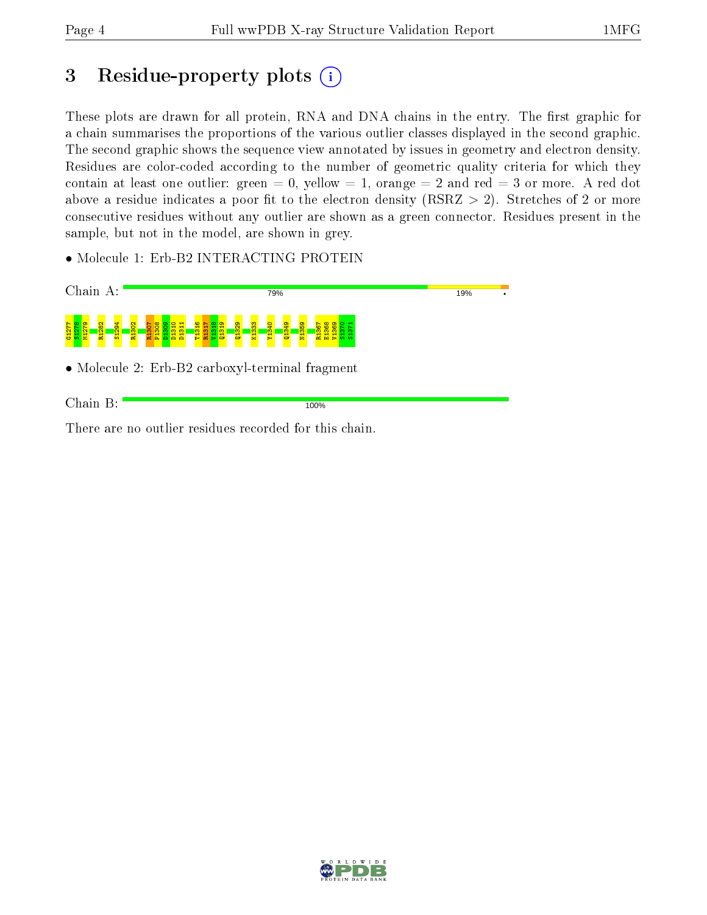# 3 Residue-property plots

These plots are drawn for all protein, RNA and DNA chains in the entry. The first graphic for a chain summarises the proportions of the various outlier classes displayed in the second graphic. The second graphic shows the sequence view annotated by issues in geometry and electron density. Residues are color-coded according to the number of geometric quality criteria for which they contain at least one outlier: green = 0, yellow = 1, orange = 2 and red = 3 or more. A red dot above a residue indicates a poor fit to the electron density (RSRZ > 2). Stretches of 2 or more consecutive residues without any outlier are shown as a green connector. Residues present in the sample, but not in the model, are shown in grey.

- Molecule 1: Erb-B2 INTERACTING PROTEIN

Chain A: 79% 19% •

Q1277 S1278 M1279 R1282 S1294 R1302 R1307 P1308 D1309 D1310 D1311 T1316 R1317 Y1318 Q1319 Q1329 K1333 Y1340 Q1349 N1359 R1367 E1368 V1369 S1370 S1371

- Molecule 2: Erb-B2 carboxyl-terminal fragment

Chain B: 100%

There are no outlier residues recorded for this chain.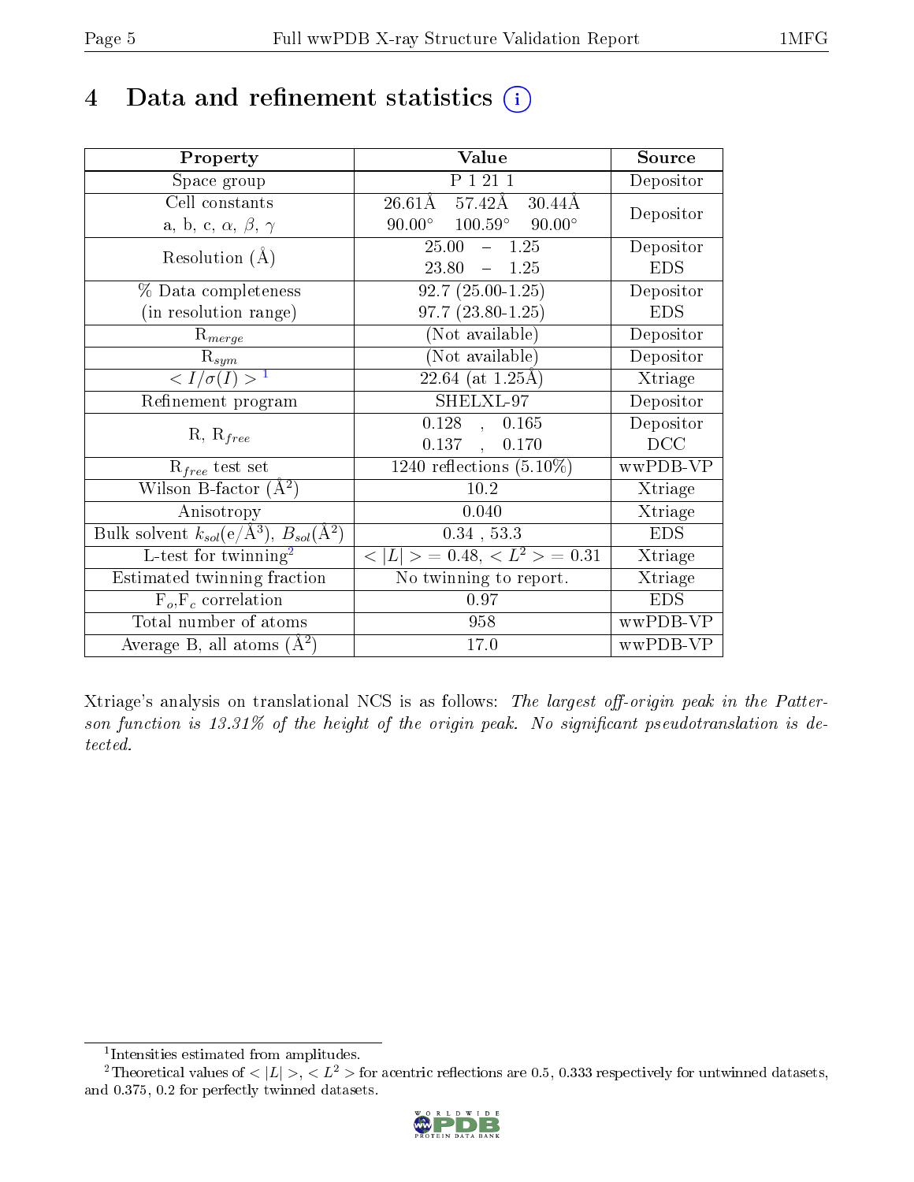# 4 Data and refinement statistics (i)

| Property | Value | Source |
|---|---|---|
| Space group | P 1 21 1 | Depositor |
| Cell constants<br>a, b, c, $\alpha$, $\beta$, $\gamma$ | 26.61Å 57.42Å 30.44Å<br>90.00° 100.59° 90.00° | Depositor |
| Resolution (Å) | 25.00 – 1.25<br>23.80 – 1.25 | Depositor<br>EDS |
| % Data completeness<br>(in resolution range) | 92.7 (25.00-1.25)<br>97.7 (23.80-1.25) | Depositor<br>EDS |
| $R_{merge}$ | (Not available) | Depositor |
| $R_{sym}$ | (Not available) | Depositor |
| $< I/\sigma(I) >$ [1] | 22.64 (at 1.25Å) | Xtriage |
| Refinement program | SHELXL-97 | Depositor |
| R, $R_{free}$ | 0.128 , 0.165<br>0.137 , 0.170 | Depositor<br>DCC |
| $R_{free}$ test set | 1240 reflections (5.10%) | wwPDB-VP |
| Wilson B-factor (Å$^2$) | 10.2 | Xtriage |
| Anisotropy | 0.040 | Xtriage |
| Bulk solvent $k_{sol}$(e/Å$^3$), $B_{sol}$(Å$^2$) | 0.34 , 53.3 | EDS |
| L-test for twinning[2] | $< \|L\| > = 0.48$, $< L^2 > = 0.31$ | Xtriage |
| Estimated twinning fraction | No twinning to report. | Xtriage |
| $F_o$,$F_c$ correlation | 0.97 | EDS |
| Total number of atoms | 958 | wwPDB-VP |
| Average B, all atoms (Å$^2$) | 17.0 | wwPDB-VP |

Xtriage's analysis on translational NCS is as follows: *The largest off-origin peak in the Patterson function is 13.31% of the height of the origin peak. No significant pseudotranslation is detected.*

[1] Intensities estimated from amplitudes.

[2] Theoretical values of $< |L| >$, $< L^2 >$ for acentric reflections are 0.5, 0.333 respectively for untwinned datasets, and 0.375, 0.2 for perfectly twinned datasets.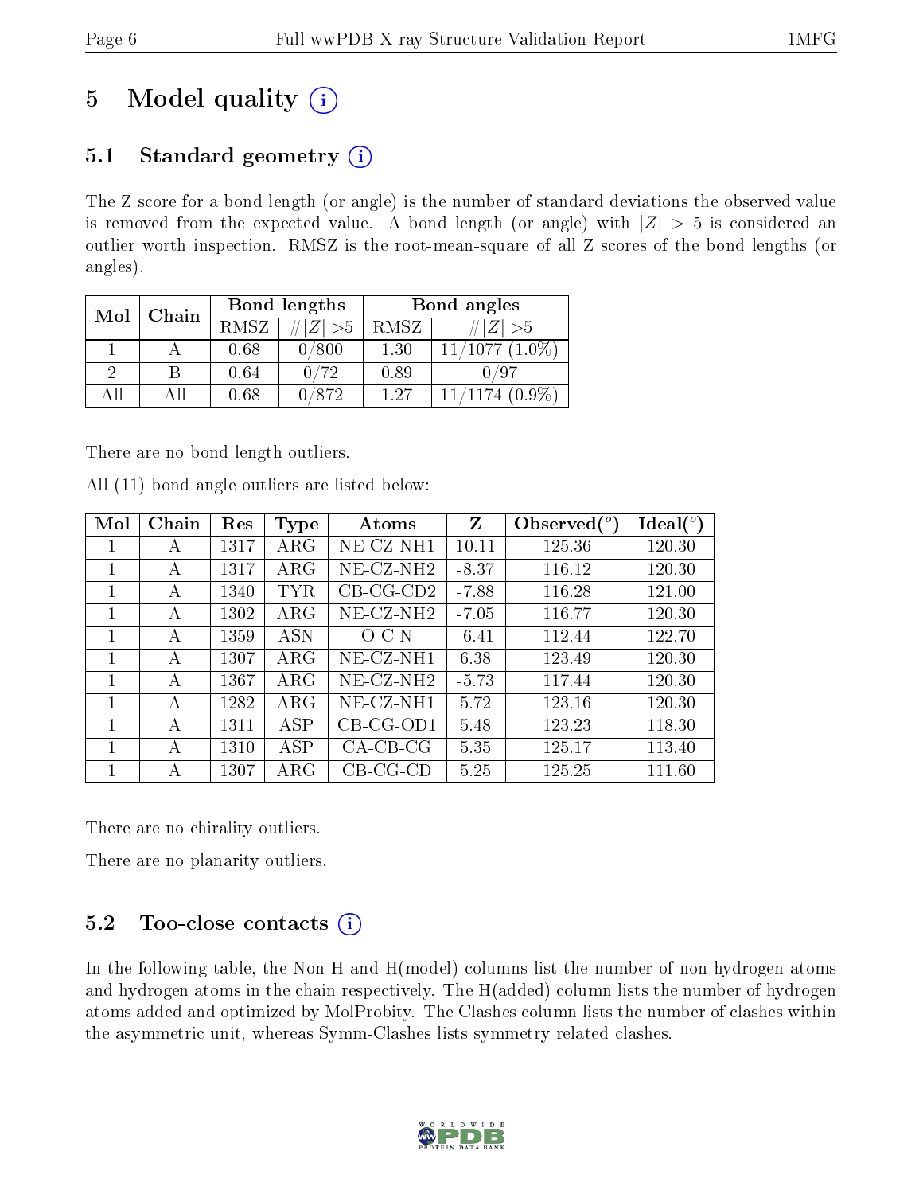# 5 Model quality

## 5.1 Standard geometry

The Z score for a bond length (or angle) is the number of standard deviations the observed value is removed from the expected value. A bond length (or angle) with $|Z| > 5$ is considered an outlier worth inspection. RMSZ is the root-mean-square of all Z scores of the bond lengths (or angles).

| Mol | Chain | Bond lengths | | Bond angles | |
|---|---|---|---|---|---|
| | | RMSZ | #\|Z\| >5 | RMSZ | #\|Z\| >5 |
| 1 | A | 0.68 | 0/800 | 1.30 | 11/1077 (1.0%) |
| 2 | B | 0.64 | 0/72 | 0.89 | 0/97 |
| All | All | 0.68 | 0/872 | 1.27 | 11/1174 (0.9%) |

There are no bond length outliers.

All (11) bond angle outliers are listed below:

| Mol | Chain | Res | Type | Atoms | Z | Observed(°) | Ideal(°) |
|---|---|---|---|---|---|---|---|
| 1 | A | 1317 | ARG | NE-CZ-NH1 | 10.11 | 125.36 | 120.30 |
| 1 | A | 1317 | ARG | NE-CZ-NH2 | -8.37 | 116.12 | 120.30 |
| 1 | A | 1340 | TYR | CB-CG-CD2 | -7.88 | 116.28 | 121.00 |
| 1 | A | 1302 | ARG | NE-CZ-NH2 | -7.05 | 116.77 | 120.30 |
| 1 | A | 1359 | ASN | O-C-N | -6.41 | 112.44 | 122.70 |
| 1 | A | 1307 | ARG | NE-CZ-NH1 | 6.38 | 123.49 | 120.30 |
| 1 | A | 1367 | ARG | NE-CZ-NH2 | -5.73 | 117.44 | 120.30 |
| 1 | A | 1282 | ARG | NE-CZ-NH1 | 5.72 | 123.16 | 120.30 |
| 1 | A | 1311 | ASP | CB-CG-OD1 | 5.48 | 123.23 | 118.30 |
| 1 | A | 1310 | ASP | CA-CB-CG | 5.35 | 125.17 | 113.40 |
| 1 | A | 1307 | ARG | CB-CG-CD | 5.25 | 125.25 | 111.60 |

There are no chirality outliers.

There are no planarity outliers.

## 5.2 Too-close contacts

In the following table, the Non-H and H(model) columns list the number of non-hydrogen atoms and hydrogen atoms in the chain respectively. The H(added) column lists the number of hydrogen atoms added and optimized by MolProbity. The Clashes column lists the number of clashes within the asymmetric unit, whereas Symm-Clashes lists symmetry related clashes.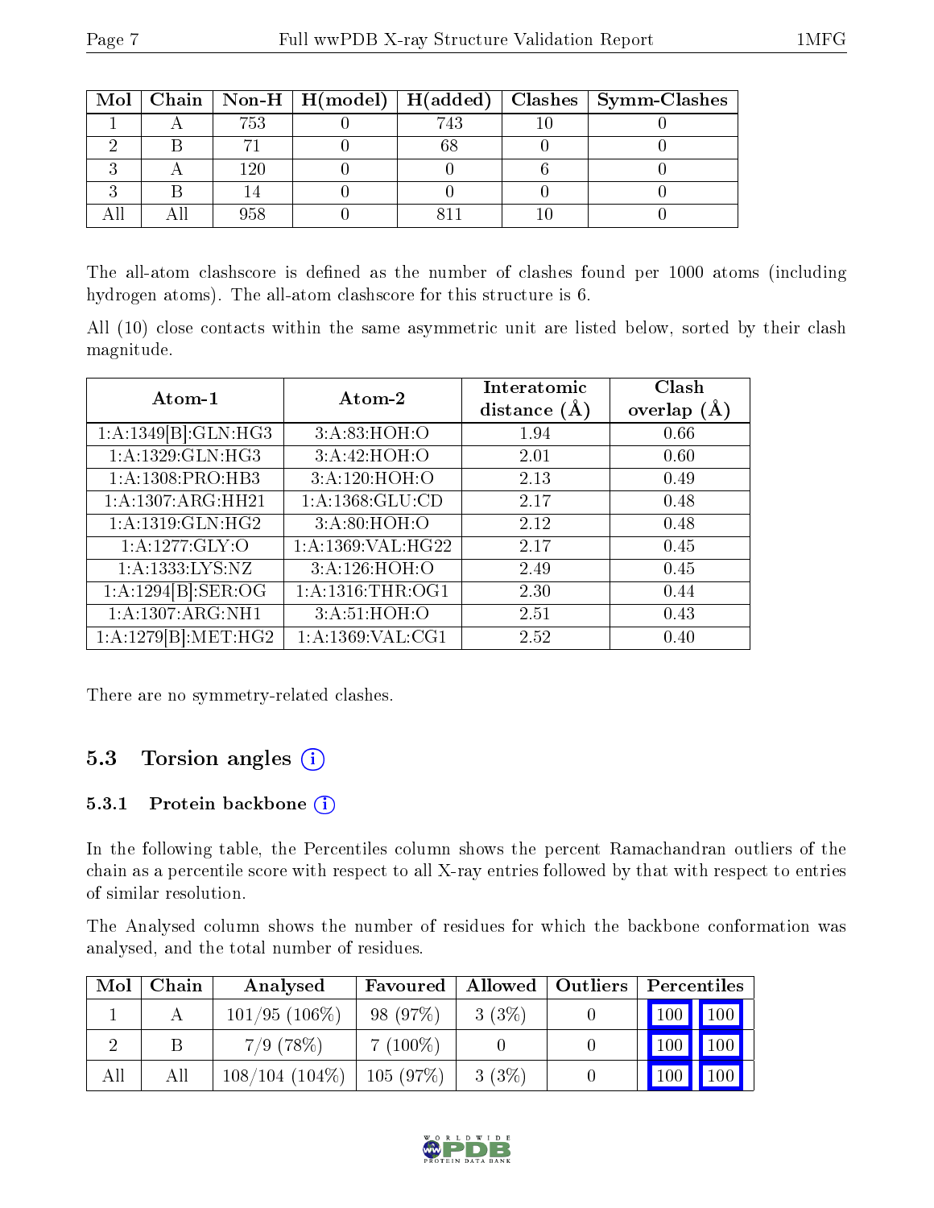| Mol | Chain | Non-H | H(model) | H(added) | Clashes | Symm-Clashes |
|---|---|---|---|---|---|---|
| 1 | A | 753 | 0 | 743 | 10 | 0 |
| 2 | B | 71 | 0 | 68 | 0 | 0 |
| 3 | A | 120 | 0 | 0 | 6 | 0 |
| 3 | B | 14 | 0 | 0 | 0 | 0 |
| All | All | 958 | 0 | 811 | 10 | 0 |

The all-atom clashscore is defined as the number of clashes found per 1000 atoms (including hydrogen atoms). The all-atom clashscore for this structure is 6.

All (10) close contacts within the same asymmetric unit are listed below, sorted by their clash magnitude.

| Atom-1 | Atom-2 | Interatomic distance (Å) | Clash overlap (Å) |
|---|---|---|---|
| 1:A:1349[B]:GLN:HG3 | 3:A:83:HOH:O | 1.94 | 0.66 |
| 1:A:1329:GLN:HG3 | 3:A:42:HOH:O | 2.01 | 0.60 |
| 1:A:1308:PRO:HB3 | 3:A:120:HOH:O | 2.13 | 0.49 |
| 1:A:1307:ARG:HH21 | 1:A:1368:GLU:CD | 2.17 | 0.48 |
| 1:A:1319:GLN:HG2 | 3:A:80:HOH:O | 2.12 | 0.48 |
| 1:A:1277:GLY:O | 1:A:1369:VAL:HG22 | 2.17 | 0.45 |
| 1:A:1333:LYS:NZ | 3:A:126:HOH:O | 2.49 | 0.45 |
| 1:A:1294[B]:SER:OG | 1:A:1316:THR:OG1 | 2.30 | 0.44 |
| 1:A:1307:ARG:NH1 | 3:A:51:HOH:O | 2.51 | 0.43 |
| 1:A:1279[B]:MET:HG2 | 1:A:1369:VAL:CG1 | 2.52 | 0.40 |

There are no symmetry-related clashes.

### 5.3 Torsion angles (i)

#### 5.3.1 Protein backbone (i)

In the following table, the Percentiles column shows the percent Ramachandran outliers of the chain as a percentile score with respect to all X-ray entries followed by that with respect to entries of similar resolution.

The Analysed column shows the number of residues for which the backbone conformation was analysed, and the total number of residues.

| Mol | Chain | Analysed | Favoured | Allowed | Outliers | Percentiles | |
|---|---|---|---|---|---|---|---|
| 1 | A | 101/95 (106%) | 98 (97%) | 3 (3%) | 0 | 100 | 100 |
| 2 | B | 7/9 (78%) | 7 (100%) | 0 | 0 | 100 | 100 |
| All | All | 108/104 (104%) | 105 (97%) | 3 (3%) | 0 | 100 | 100 |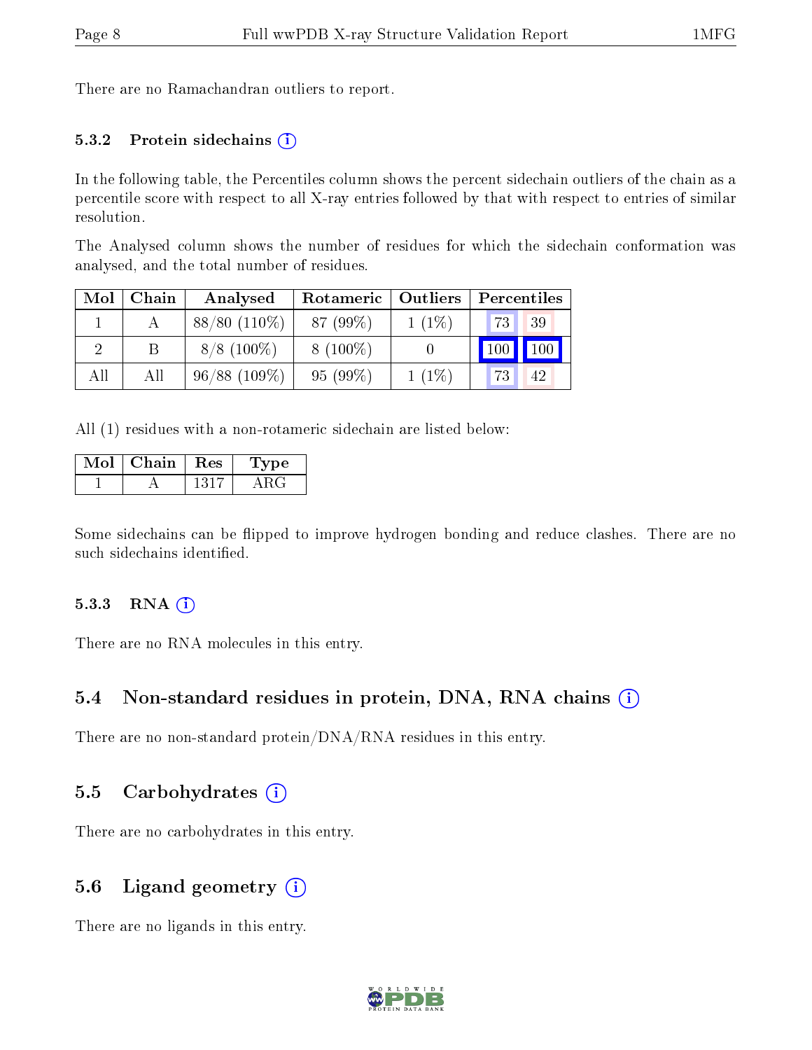There are no Ramachandran outliers to report.

#### 5.3.2 Protein sidechains

In the following table, the Percentiles column shows the percent sidechain outliers of the chain as a percentile score with respect to all X-ray entries followed by that with respect to entries of similar resolution.

The Analysed column shows the number of residues for which the sidechain conformation was analysed, and the total number of residues.

| Mol | Chain | Analysed | Rotameric | Outliers | Percentiles | |
|---|---|---|---|---|---|---|
| 1 | A | 88/80 (110%) | 87 (99%) | 1 (1%) | 73 | 39 |
| 2 | B | 8/8 (100%) | 8 (100%) | 0 | 100 | 100 |
| All | All | 96/88 (109%) | 95 (99%) | 1 (1%) | 73 | 42 |

All (1) residues with a non-rotameric sidechain are listed below:

| Mol | Chain | Res | Type |
|---|---|---|---|
| 1 | A | 1317 | ARG |

Some sidechains can be flipped to improve hydrogen bonding and reduce clashes. There are no such sidechains identified.

#### 5.3.3 RNA

There are no RNA molecules in this entry.

### 5.4 Non-standard residues in protein, DNA, RNA chains

There are no non-standard protein/DNA/RNA residues in this entry.

### 5.5 Carbohydrates

There are no carbohydrates in this entry.

### 5.6 Ligand geometry

There are no ligands in this entry.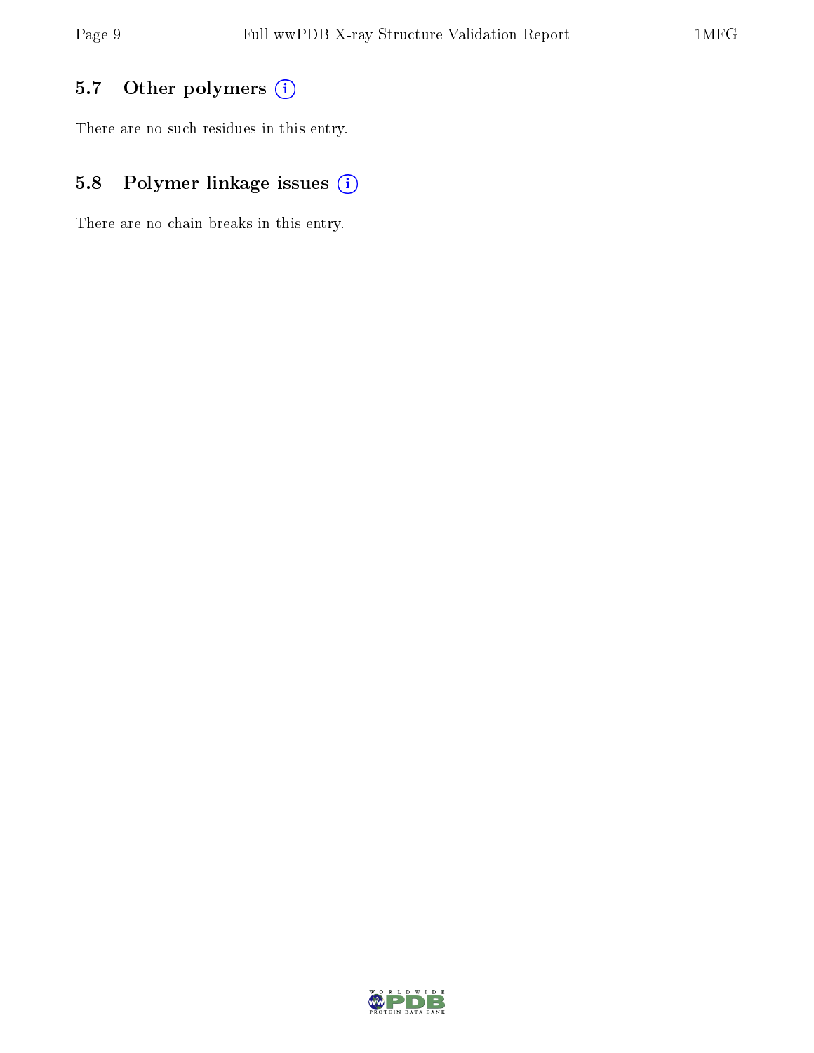## 5.7 Other polymers

There are no such residues in this entry.

## 5.8 Polymer linkage issues

There are no chain breaks in this entry.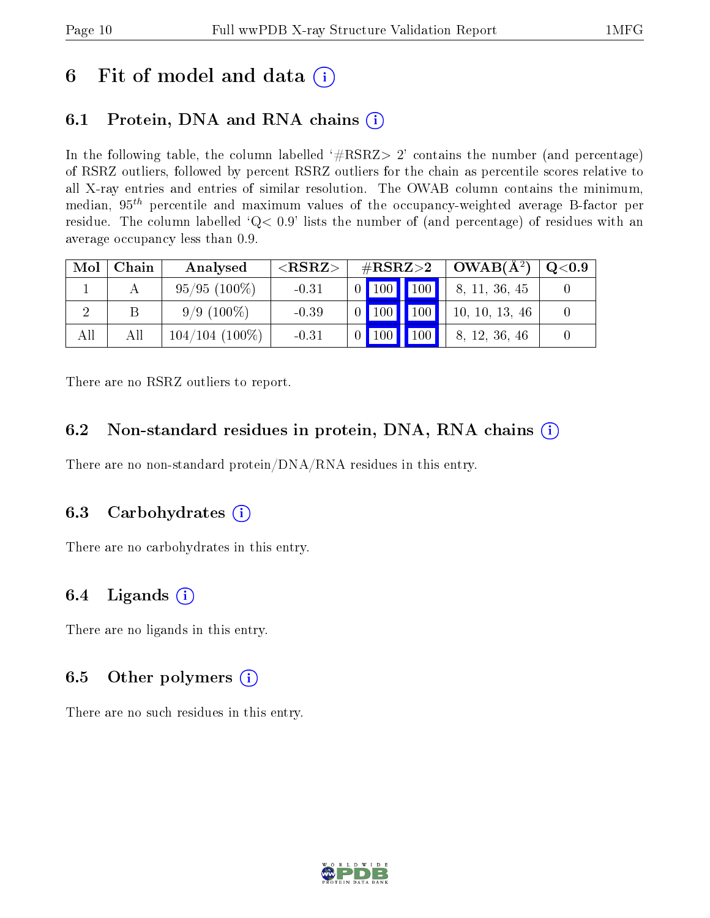# 6 Fit of model and data (i)

## 6.1 Protein, DNA and RNA chains (i)

In the following table, the column labelled '#RSRZ> 2' contains the number (and percentage) of RSRZ outliers, followed by percent RSRZ outliers for the chain as percentile scores relative to all X-ray entries and entries of similar resolution. The OWAB column contains the minimum, median, $95^{th}$ percentile and maximum values of the occupancy-weighted average B-factor per residue. The column labelled 'Q< 0.9' lists the number of (and percentage) of residues with an average occupancy less than 0.9.

| Mol | Chain | Analysed | <RSRZ> | #RSRZ>2 | | | OWAB($Å^2$) | Q<0.9 |
|---|---|---|---|---|---|---|---|---|
| 1 | A | 95/95 (100%) | -0.31 | 0 | 100 | 100 | 8, 11, 36, 45 | 0 |
| 2 | B | 9/9 (100%) | -0.39 | 0 | 100 | 100 | 10, 10, 13, 46 | 0 |
| All | All | 104/104 (100%) | -0.31 | 0 | 100 | 100 | 8, 12, 36, 46 | 0 |

There are no RSRZ outliers to report.

## 6.2 Non-standard residues in protein, DNA, RNA chains (i)

There are no non-standard protein/DNA/RNA residues in this entry.

## 6.3 Carbohydrates (i)

There are no carbohydrates in this entry.

## 6.4 Ligands (i)

There are no ligands in this entry.

## 6.5 Other polymers (i)

There are no such residues in this entry.